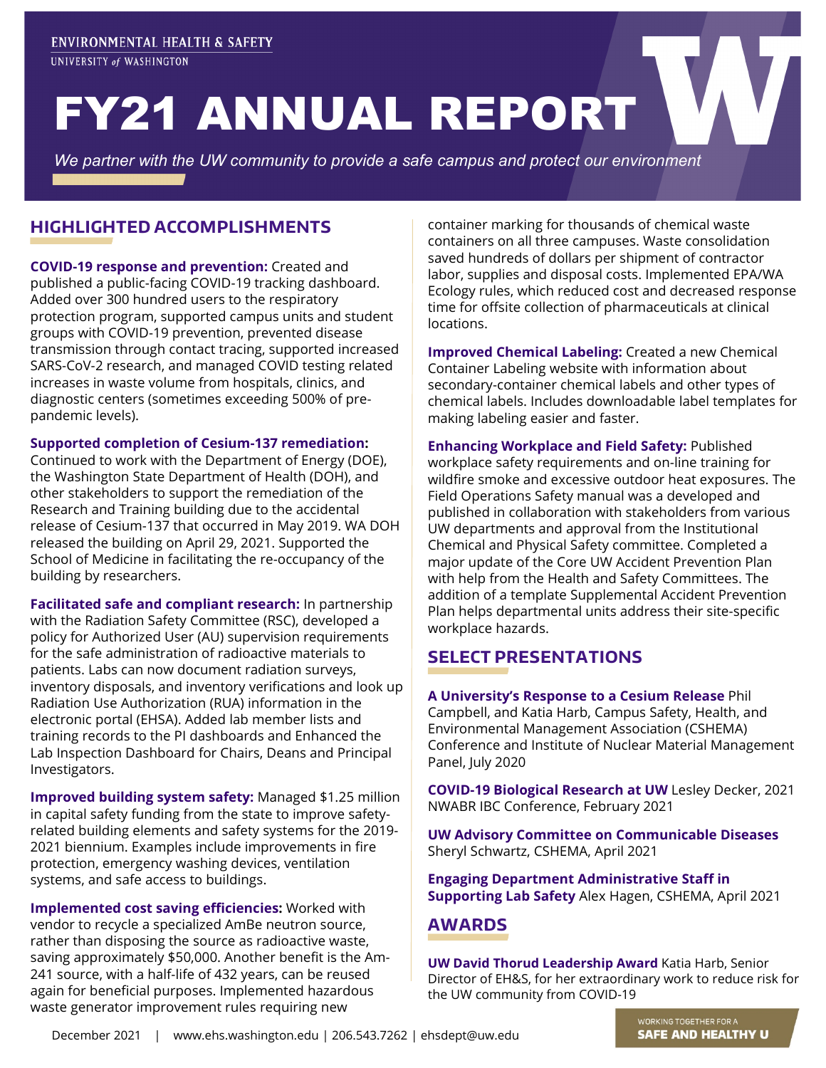ENVIRONMENTAL HEALTH & SAFETY
UNIVERSITY *of* WASHINGTON

# FY21 ANNUAL REPORT

*We partner with the UW community to provide a safe campus and protect our environment*

## HIGHLIGHTED ACCOMPLISHMENTS

**COVID-19 response and prevention:** Created and published a public-facing COVID-19 tracking dashboard. Added over 300 hundred users to the respiratory protection program, supported campus units and student groups with COVID-19 prevention, prevented disease transmission through contact tracing, supported increased SARS-CoV-2 research, and managed COVID testing related increases in waste volume from hospitals, clinics, and diagnostic centers (sometimes exceeding 500% of pre-pandemic levels).

**Supported completion of Cesium-137 remediation:** Continued to work with the Department of Energy (DOE), the Washington State Department of Health (DOH), and other stakeholders to support the remediation of the Research and Training building due to the accidental release of Cesium-137 that occurred in May 2019. WA DOH released the building on April 29, 2021. Supported the School of Medicine in facilitating the re-occupancy of the building by researchers.

**Facilitated safe and compliant research:** In partnership with the Radiation Safety Committee (RSC), developed a policy for Authorized User (AU) supervision requirements for the safe administration of radioactive materials to patients. Labs can now document radiation surveys, inventory disposals, and inventory verifications and look up Radiation Use Authorization (RUA) information in the electronic portal (EHSA). Added lab member lists and training records to the PI dashboards and Enhanced the Lab Inspection Dashboard for Chairs, Deans and Principal Investigators.

**Improved building system safety:** Managed $1.25 million in capital safety funding from the state to improve safety-related building elements and safety systems for the 2019-2021 biennium. Examples include improvements in fire protection, emergency washing devices, ventilation systems, and safe access to buildings.

**Implemented cost saving efficiencies:** Worked with vendor to recycle a specialized AmBe neutron source, rather than disposing the source as radioactive waste, saving approximately $50,000. Another benefit is the Am-241 source, with a half-life of 432 years, can be reused again for beneficial purposes. Implemented hazardous waste generator improvement rules requiring new container marking for thousands of chemical waste containers on all three campuses. Waste consolidation saved hundreds of dollars per shipment of contractor labor, supplies and disposal costs. Implemented EPA/WA Ecology rules, which reduced cost and decreased response time for offsite collection of pharmaceuticals at clinical locations.

**Improved Chemical Labeling:** Created a new Chemical Container Labeling website with information about secondary-container chemical labels and other types of chemical labels. Includes downloadable label templates for making labeling easier and faster.

**Enhancing Workplace and Field Safety:** Published workplace safety requirements and on-line training for wildfire smoke and excessive outdoor heat exposures. The Field Operations Safety manual was a developed and published in collaboration with stakeholders from various UW departments and approval from the Institutional Chemical and Physical Safety committee. Completed a major update of the Core UW Accident Prevention Plan with help from the Health and Safety Committees. The addition of a template Supplemental Accident Prevention Plan helps departmental units address their site-specific workplace hazards.

## SELECT PRESENTATIONS

**A University's Response to a Cesium Release** Phil Campbell, and Katia Harb, Campus Safety, Health, and Environmental Management Association (CSHEMA) Conference and Institute of Nuclear Material Management Panel, July 2020

**COVID-19 Biological Research at UW** Lesley Decker, 2021 NWABR IBC Conference, February 2021

**UW Advisory Committee on Communicable Diseases** Sheryl Schwartz, CSHEMA, April 2021

**Engaging Department Administrative Staff in Supporting Lab Safety** Alex Hagen, CSHEMA, April 2021

## AWARDS

**UW David Thorud Leadership Award** Katia Harb, Senior Director of EH&S, for her extraordinary work to reduce risk for the UW community from COVID-19

December 2021 | www.ehs.washington.edu | 206.543.7262 | ehsdept@uw.edu

WORKING TOGETHER FOR A **SAFE AND HEALTHY U**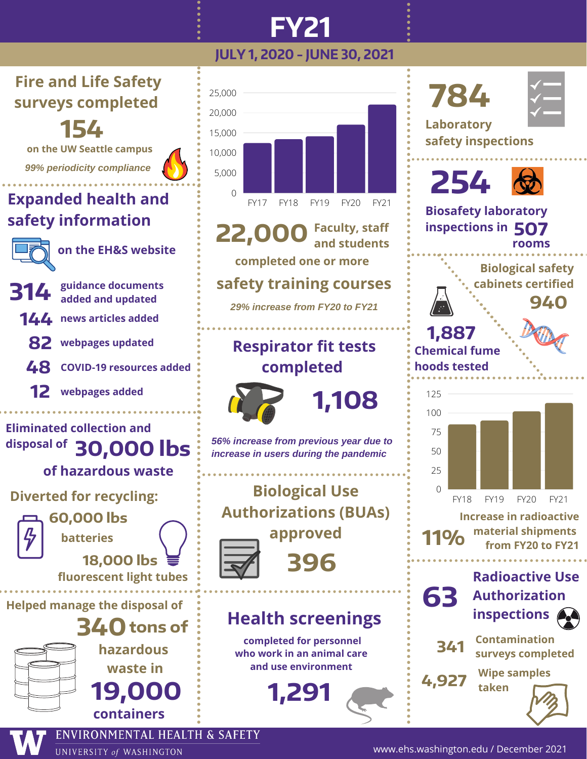# FY21

## JULY 1, 2020 - JUNE 30, 2021

## Fire and Life Safety surveys completed

**154**

on the UW Seattle campus

*99% periodicity compliance*

## Expanded health and safety information

on the EH&S website

- **314** guidance documents added and updated
- **144** news articles added
- **82** webpages updated
- **48** COVID-19 resources added
- **12** webpages added

## Eliminated collection and disposal of 30,000 lbs of hazardous waste

## Diverted for recycling:

**60,000 lbs** batteries

**18,000 lbs** fluorescent light tubes

## Helped manage the disposal of 340 tons of hazardous waste in 19,000 containers

25,000
20,000
15,000
10,000
5,000
0
FY17 FY18 FY19 FY20 FY21

## 22,000 Faculty, staff and students completed one or more safety training courses

*29% increase from FY20 to FY21*

## Respirator fit tests completed

**1,108**

*56% increase from previous year due to increase in users during the pandemic*

## Biological Use Authorizations (BUAs) approved

**396**

## Health screenings

completed for personnel who work in an animal care and use environment

**1,291**

## 784 Laboratory safety inspections

## 254 Biosafety laboratory inspections in 507 rooms

## Biological safety cabinets certified

**940**

## 1,887 Chemical fume hoods tested

125
100
75
50
25
0
FY18 FY19 FY20 FY21

**11%** Increase in radioactive material shipments from FY20 to FY21

## 63 Radioactive Use Authorization inspections

**341** Contamination surveys completed

**4,927** Wipe samples taken

ENVIRONMENTAL HEALTH & SAFETY
UNIVERSITY *of* WASHINGTON

www.ehs.washington.edu / December 2021